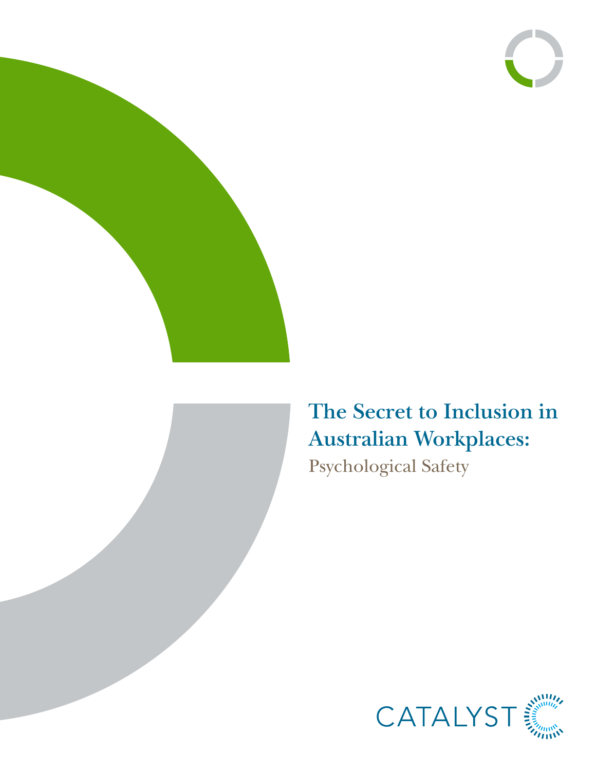# The Secret to Inclusion in Australian Workplaces:

## Psychological Safety

CATALYST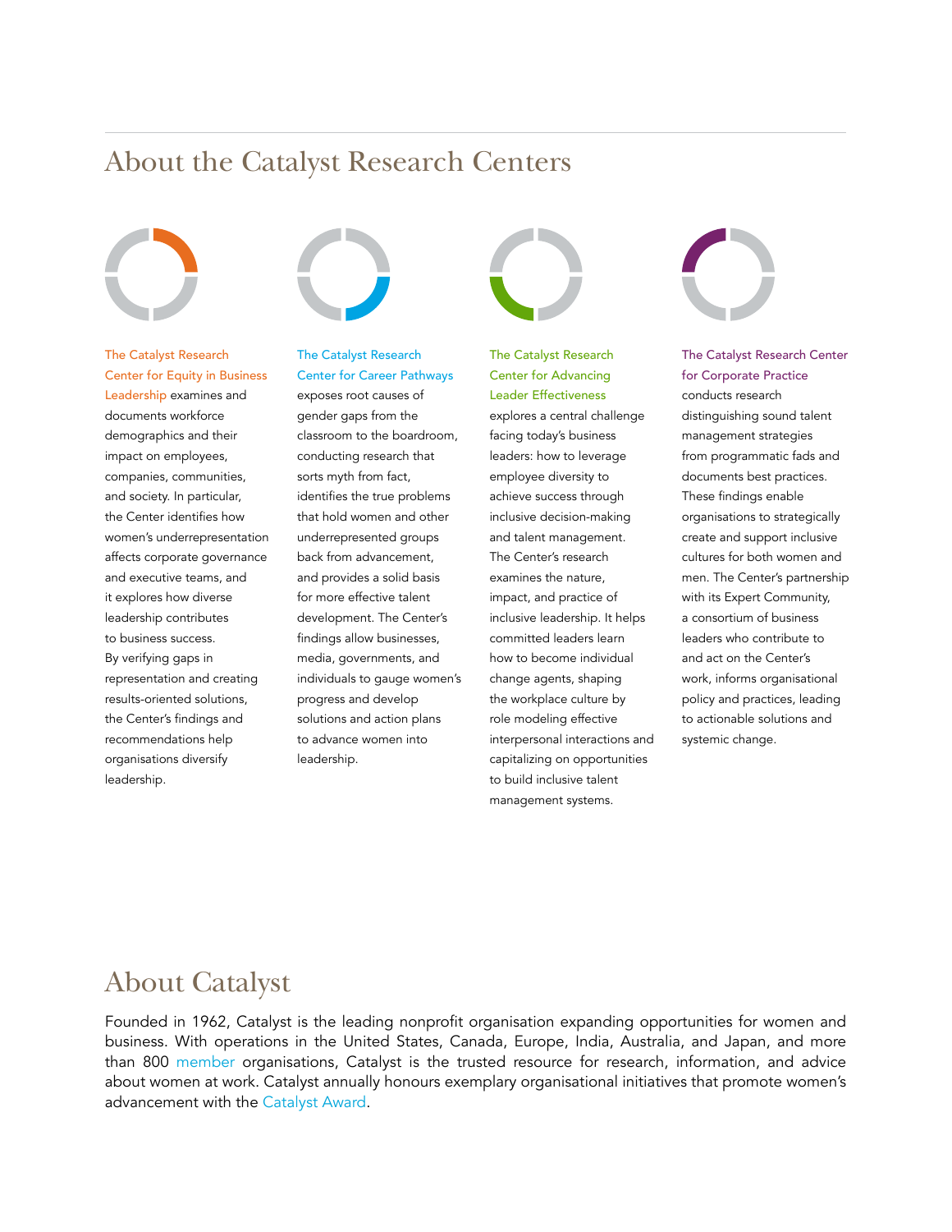## About the Catalyst Research Centers

**The Catalyst Research Center for Equity in Business Leadership** examines and documents workforce demographics and their impact on employees, companies, communities, and society. In particular, the Center identifies how women's underrepresentation affects corporate governance and executive teams, and it explores how diverse leadership contributes to business success. By verifying gaps in representation and creating results-oriented solutions, the Center's findings and recommendations help organisations diversify leadership.

**The Catalyst Research Center for Career Pathways** exposes root causes of gender gaps from the classroom to the boardroom, conducting research that sorts myth from fact, identifies the true problems that hold women and other underrepresented groups back from advancement, and provides a solid basis for more effective talent development. The Center's findings allow businesses, media, governments, and individuals to gauge women's progress and develop solutions and action plans to advance women into leadership.

**The Catalyst Research Center for Advancing Leader Effectiveness** explores a central challenge facing today's business leaders: how to leverage employee diversity to achieve success through inclusive decision-making and talent management. The Center's research examines the nature, impact, and practice of inclusive leadership. It helps committed leaders learn how to become individual change agents, shaping the workplace culture by role modeling effective interpersonal interactions and capitalizing on opportunities to build inclusive talent management systems.

**The Catalyst Research Center for Corporate Practice** conducts research distinguishing sound talent management strategies from programmatic fads and documents best practices. These findings enable organisations to strategically create and support inclusive cultures for both women and men. The Center's partnership with its Expert Community, a consortium of business leaders who contribute to and act on the Center's work, informs organisational policy and practices, leading to actionable solutions and systemic change.

## About Catalyst

Founded in 1962, Catalyst is the leading nonprofit organisation expanding opportunities for women and business. With operations in the United States, Canada, Europe, India, Australia, and Japan, and more than 800 member organisations, Catalyst is the trusted resource for research, information, and advice about women at work. Catalyst annually honours exemplary organisational initiatives that promote women's advancement with the Catalyst Award.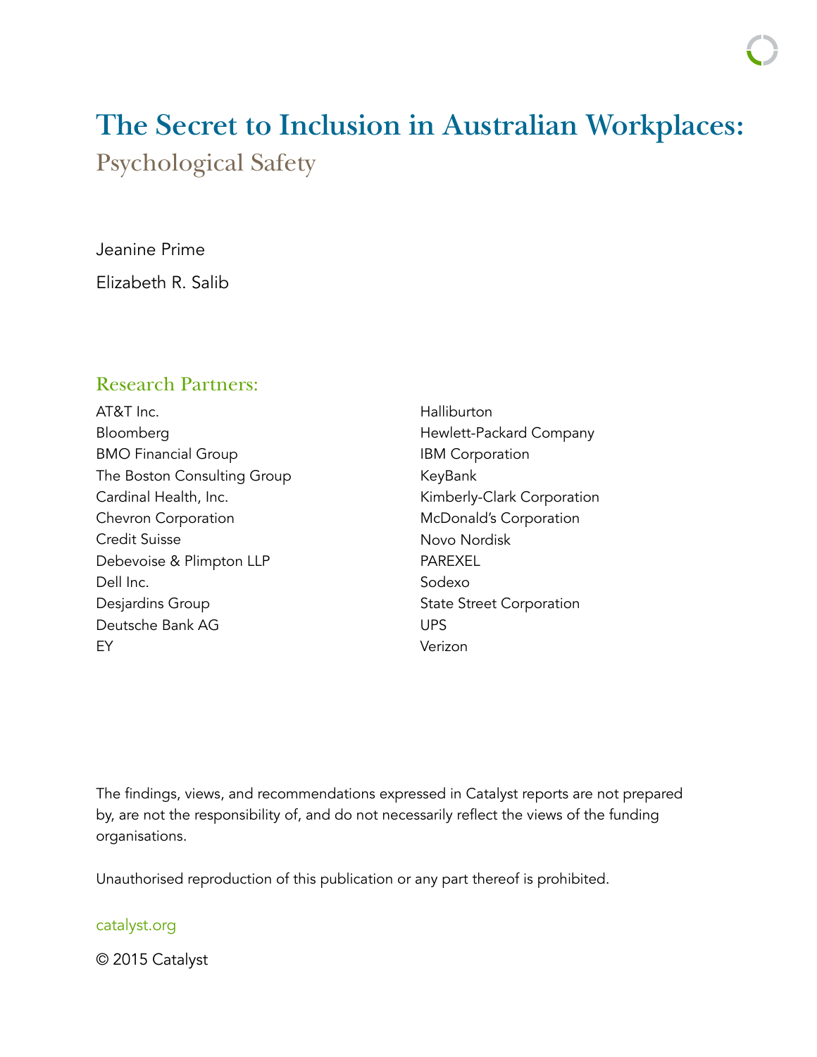# The Secret to Inclusion in Australian Workplaces:

## Psychological Safety

Jeanine Prime

Elizabeth R. Salib

### Research Partners:

AT&T Inc.
Bloomberg
BMO Financial Group
The Boston Consulting Group
Cardinal Health, Inc.
Chevron Corporation
Credit Suisse
Debevoise & Plimpton LLP
Dell Inc.
Desjardins Group
Deutsche Bank AG
EY
Halliburton
Hewlett-Packard Company
IBM Corporation
KeyBank
Kimberly-Clark Corporation
McDonald's Corporation
Novo Nordisk
PAREXEL
Sodexo
State Street Corporation
UPS
Verizon

The findings, views, and recommendations expressed in Catalyst reports are not prepared by, are not the responsibility of, and do not necessarily reflect the views of the funding organisations.

Unauthorised reproduction of this publication or any part thereof is prohibited.

catalyst.org

© 2015 Catalyst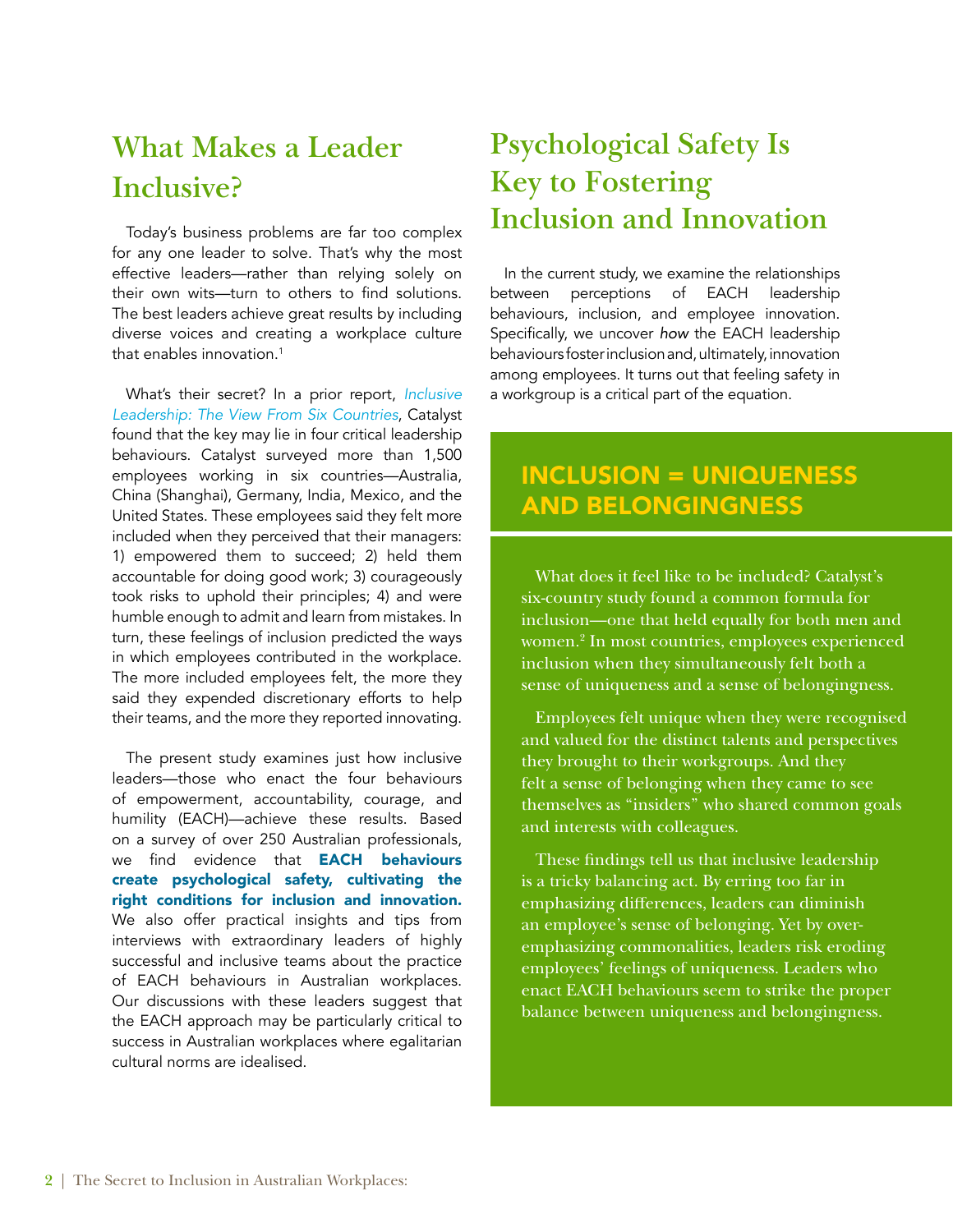## What Makes a Leader Inclusive?

Today's business problems are far too complex for any one leader to solve. That's why the most effective leaders—rather than relying solely on their own wits—turn to others to find solutions. The best leaders achieve great results by including diverse voices and creating a workplace culture that enables innovation.[1]

What's their secret? In a prior report, *Inclusive Leadership: The View From Six Countries*, Catalyst found that the key may lie in four critical leadership behaviours. Catalyst surveyed more than 1,500 employees working in six countries—Australia, China (Shanghai), Germany, India, Mexico, and the United States. These employees said they felt more included when they perceived that their managers: 1) empowered them to succeed; 2) held them accountable for doing good work; 3) courageously took risks to uphold their principles; 4) and were humble enough to admit and learn from mistakes. In turn, these feelings of inclusion predicted the ways in which employees contributed in the workplace. The more included employees felt, the more they said they expended discretionary efforts to help their teams, and the more they reported innovating.

The present study examines just how inclusive leaders—those who enact the four behaviours of empowerment, accountability, courage, and humility (EACH)—achieve these results. Based on a survey of over 250 Australian professionals, we find evidence that **EACH behaviours create psychological safety, cultivating the right conditions for inclusion and innovation.** We also offer practical insights and tips from interviews with extraordinary leaders of highly successful and inclusive teams about the practice of EACH behaviours in Australian workplaces. Our discussions with these leaders suggest that the EACH approach may be particularly critical to success in Australian workplaces where egalitarian cultural norms are idealised.

## Psychological Safety Is Key to Fostering Inclusion and Innovation

In the current study, we examine the relationships between perceptions of EACH leadership behaviours, inclusion, and employee innovation. Specifically, we uncover *how* the EACH leadership behaviours foster inclusion and, ultimately, innovation among employees. It turns out that feeling safety in a workgroup is a critical part of the equation.

### INCLUSION = UNIQUENESS AND BELONGINGNESS

What does it feel like to be included? Catalyst's six-country study found a common formula for inclusion—one that held equally for both men and women.[2] In most countries, employees experienced inclusion when they simultaneously felt both a sense of uniqueness and a sense of belongingness.

Employees felt unique when they were recognised and valued for the distinct talents and perspectives they brought to their workgroups. And they felt a sense of belonging when they came to see themselves as "insiders" who shared common goals and interests with colleagues.

These findings tell us that inclusive leadership is a tricky balancing act. By erring too far in emphasizing differences, leaders can diminish an employee's sense of belonging. Yet by over-emphasizing commonalities, leaders risk eroding employees' feelings of uniqueness. Leaders who enact EACH behaviours seem to strike the proper balance between uniqueness and belongingness.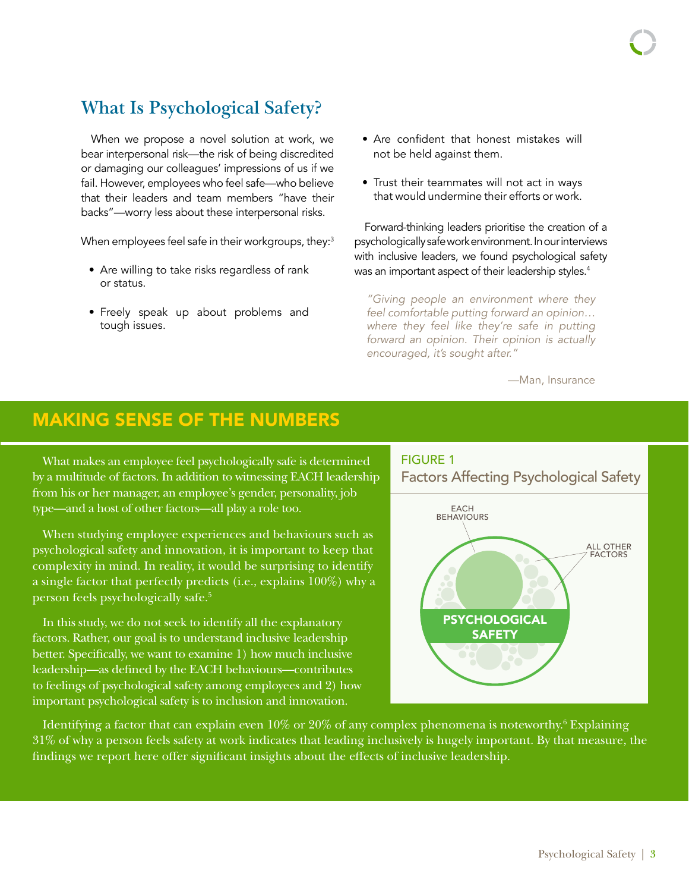## What Is Psychological Safety?

When we propose a novel solution at work, we bear interpersonal risk—the risk of being discredited or damaging our colleagues' impressions of us if we fail. However, employees who feel safe—who believe that their leaders and team members "have their backs"—worry less about these interpersonal risks.

When employees feel safe in their workgroups, they:[3]

- Are willing to take risks regardless of rank or status.
- Freely speak up about problems and tough issues.
- Are confident that honest mistakes will not be held against them.
- Trust their teammates will not act in ways that would undermine their efforts or work.

Forward-thinking leaders prioritise the creation of a psychologically safe work environment. In our interviews with inclusive leaders, we found psychological safety was an important aspect of their leadership styles.[4]

> *"Giving people an environment where they feel comfortable putting forward an opinion… where they feel like they're safe in putting forward an opinion. Their opinion is actually encouraged, it's sought after."*
>
> —Man, Insurance

## MAKING SENSE OF THE NUMBERS

What makes an employee feel psychologically safe is determined by a multitude of factors. In addition to witnessing EACH leadership from his or her manager, an employee's gender, personality, job type—and a host of other factors—all play a role too.

When studying employee experiences and behaviours such as psychological safety and innovation, it is important to keep that complexity in mind. In reality, it would be surprising to identify a single factor that perfectly predicts (i.e., explains 100%) why a person feels psychologically safe.[5]

In this study, we do not seek to identify all the explanatory factors. Rather, our goal is to understand inclusive leadership better. Specifically, we want to examine 1) how much inclusive leadership—as defined by the EACH behaviours—contributes to feelings of psychological safety among employees and 2) how important psychological safety is to inclusion and innovation.

FIGURE 1
Factors Affecting Psychological Safety

EACH BEHAVIOURS

ALL OTHER FACTORS

PSYCHOLOGICAL SAFETY

Identifying a factor that can explain even 10% or 20% of any complex phenomena is noteworthy.[6] Explaining 31% of why a person feels safety at work indicates that leading inclusively is hugely important. By that measure, the findings we report here offer significant insights about the effects of inclusive leadership.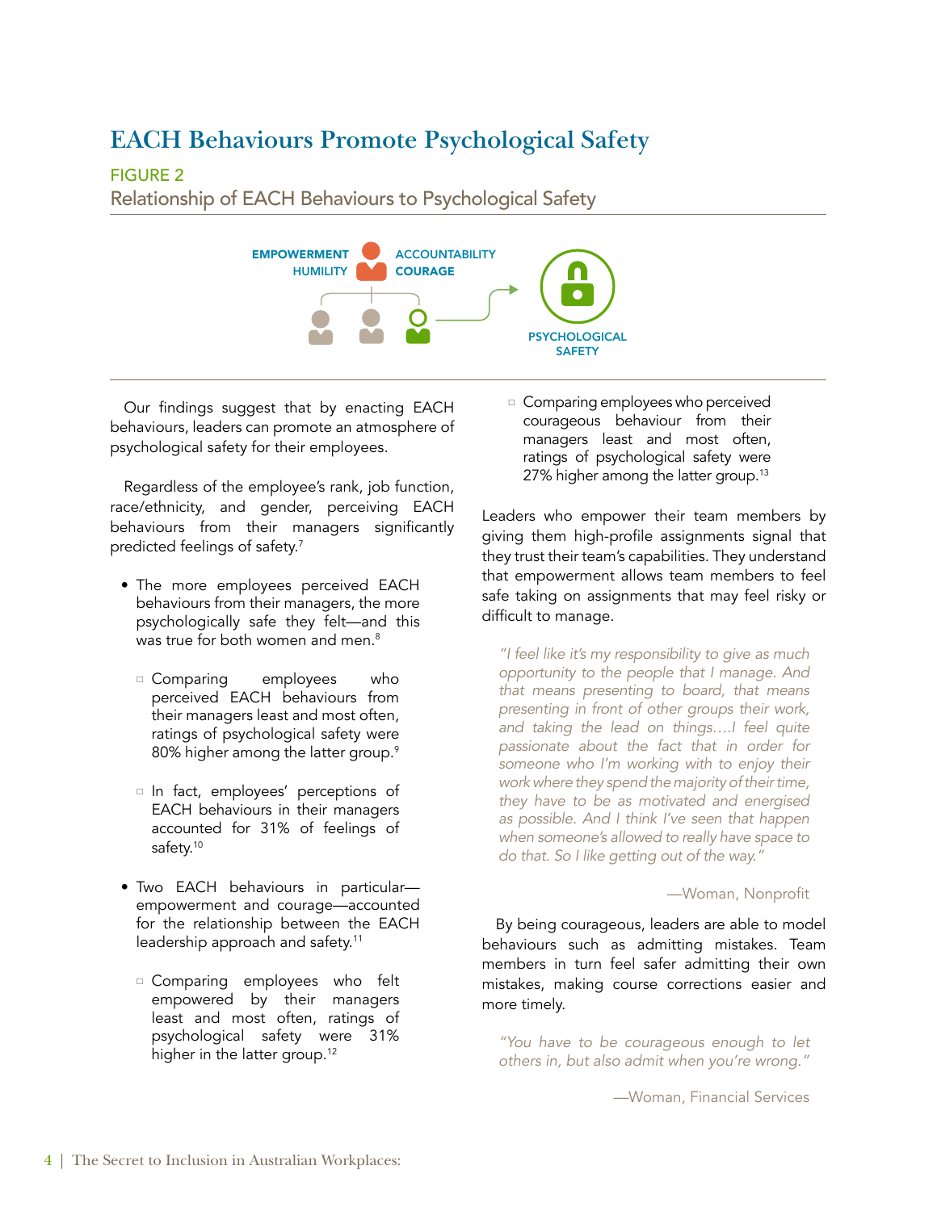# EACH Behaviours Promote Psychological Safety

FIGURE 2

Relationship of EACH Behaviours to Psychological Safety

EMPOWERMENT HUMILITY ACCOUNTABILITY COURAGE

PSYCHOLOGICAL SAFETY

Our findings suggest that by enacting EACH behaviours, leaders can promote an atmosphere of psychological safety for their employees.

Regardless of the employee's rank, job function, race/ethnicity, and gender, perceiving EACH behaviours from their managers significantly predicted feelings of safety.[7]

- The more employees perceived EACH behaviours from their managers, the more psychologically safe they felt—and this was true for both women and men.[8]
  - Comparing employees who perceived EACH behaviours from their managers least and most often, ratings of psychological safety were 80% higher among the latter group.[9]
  - In fact, employees' perceptions of EACH behaviours in their managers accounted for 31% of feelings of safety.[10]
- Two EACH behaviours in particular—empowerment and courage—accounted for the relationship between the EACH leadership approach and safety.[11]
  - Comparing employees who felt empowered by their managers least and most often, ratings of psychological safety were 31% higher in the latter group.[12]
  - Comparing employees who perceived courageous behaviour from their managers least and most often, ratings of psychological safety were 27% higher among the latter group.[13]

Leaders who empower their team members by giving them high-profile assignments signal that they trust their team's capabilities. They understand that empowerment allows team members to feel safe taking on assignments that may feel risky or difficult to manage.

> *"I feel like it's my responsibility to give as much opportunity to the people that I manage. And that means presenting to board, that means presenting in front of other groups their work, and taking the lead on things….I feel quite passionate about the fact that in order for someone who I'm working with to enjoy their work where they spend the majority of their time, they have to be as motivated and energised as possible. And I think I've seen that happen when someone's allowed to really have space to do that. So I like getting out of the way."*
>
> —Woman, Nonprofit

By being courageous, leaders are able to model behaviours such as admitting mistakes. Team members in turn feel safer admitting their own mistakes, making course corrections easier and more timely.

> *"You have to be courageous enough to let others in, but also admit when you're wrong."*
>
> —Woman, Financial Services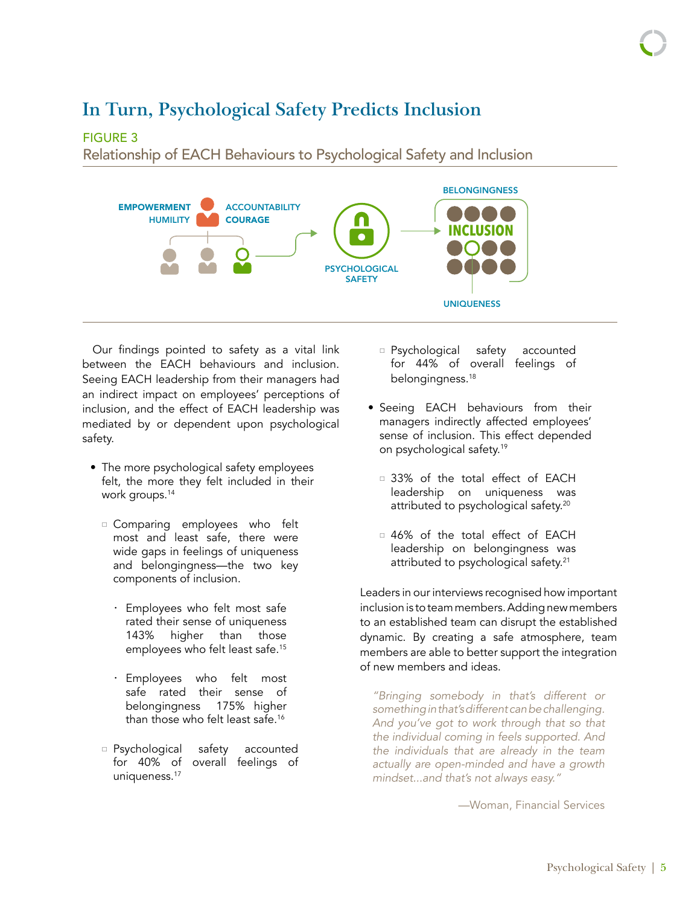# In Turn, Psychological Safety Predicts Inclusion

FIGURE 3

Relationship of EACH Behaviours to Psychological Safety and Inclusion

EMPOWERMENT HUMILITY ACCOUNTABILITY COURAGE

PSYCHOLOGICAL SAFETY

BELONGINGNESS INCLUSION UNIQUENESS

Our findings pointed to safety as a vital link between the EACH behaviours and inclusion. Seeing EACH leadership from their managers had an indirect impact on employees' perceptions of inclusion, and the effect of EACH leadership was mediated by or dependent upon psychological safety.

- The more psychological safety employees felt, the more they felt included in their work groups.[14]
  - Comparing employees who felt most and least safe, there were wide gaps in feelings of uniqueness and belongingness—the two key components of inclusion.
    - Employees who felt most safe rated their sense of uniqueness 143% higher than those employees who felt least safe.[15]
    - Employees who felt most safe rated their sense of belongingness 175% higher than those who felt least safe.[16]
  - Psychological safety accounted for 40% of overall feelings of uniqueness.[17]
  - Psychological safety accounted for 44% of overall feelings of belongingness.[18]
- Seeing EACH behaviours from their managers indirectly affected employees' sense of inclusion. This effect depended on psychological safety.[19]
  - 33% of the total effect of EACH leadership on uniqueness was attributed to psychological safety.[20]
  - 46% of the total effect of EACH leadership on belongingness was attributed to psychological safety.[21]

Leaders in our interviews recognised how important inclusion is to team members. Adding new members to an established team can disrupt the established dynamic. By creating a safe atmosphere, team members are able to better support the integration of new members and ideas.

> *"Bringing somebody in that's different or something in that's different can be challenging. And you've got to work through that so that the individual coming in feels supported. And the individuals that are already in the team actually are open-minded and have a growth mindset...and that's not always easy."*
>
> —Woman, Financial Services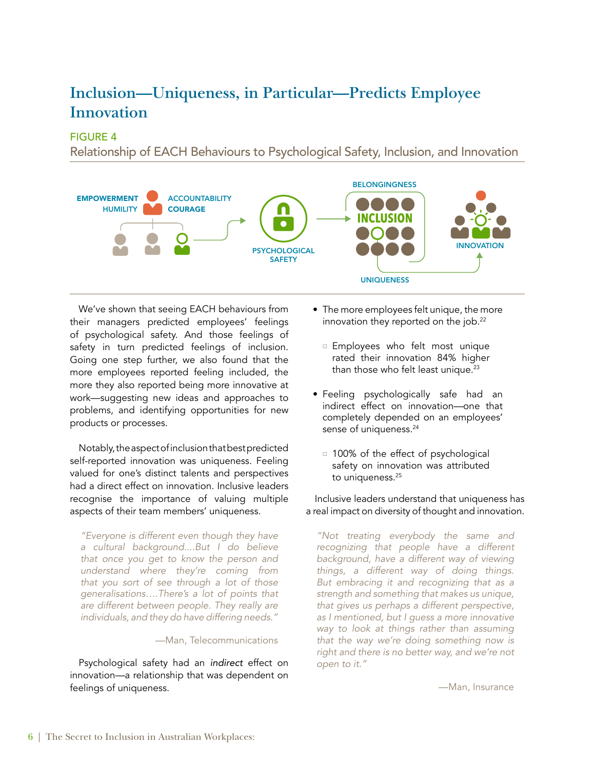## Inclusion—Uniqueness, in Particular—Predicts Employee Innovation

FIGURE 4

Relationship of EACH Behaviours to Psychological Safety, Inclusion, and Innovation

EMPOWERMENT HUMILITY ACCOUNTABILITY COURAGE

PSYCHOLOGICAL SAFETY

BELONGINGNESS INCLUSION UNIQUENESS

INNOVATION

We've shown that seeing EACH behaviours from their managers predicted employees' feelings of psychological safety. And those feelings of safety in turn predicted feelings of inclusion. Going one step further, we also found that the more employees reported feeling included, the more they also reported being more innovative at work—suggesting new ideas and approaches to problems, and identifying opportunities for new products or processes.

Notably, the aspect of inclusion that best predicted self-reported innovation was uniqueness. Feeling valued for one's distinct talents and perspectives had a direct effect on innovation. Inclusive leaders recognise the importance of valuing multiple aspects of their team members' uniqueness.

*"Everyone is different even though they have a cultural background....But I do believe that once you get to know the person and understand where they're coming from that you sort of see through a lot of those generalisations....There's a lot of points that are different between people. They really are individuals, and they do have differing needs."*

—Man, Telecommunications

Psychological safety had an *indirect* effect on innovation—a relationship that was dependent on feelings of uniqueness.

- The more employees felt unique, the more innovation they reported on the job.[22]
  - Employees who felt most unique rated their innovation 84% higher than those who felt least unique.[23]
- Feeling psychologically safe had an indirect effect on innovation—one that completely depended on an employees' sense of uniqueness.[24]
  - 100% of the effect of psychological safety on innovation was attributed to uniqueness.[25]

Inclusive leaders understand that uniqueness has a real impact on diversity of thought and innovation.

*"Not treating everybody the same and recognizing that people have a different background, have a different way of viewing things, a different way of doing things. But embracing it and recognizing that as a strength and something that makes us unique, that gives us perhaps a different perspective, as I mentioned, but I guess a more innovative way to look at things rather than assuming that the way we're doing something now is right and there is no better way, and we're not open to it."*

—Man, Insurance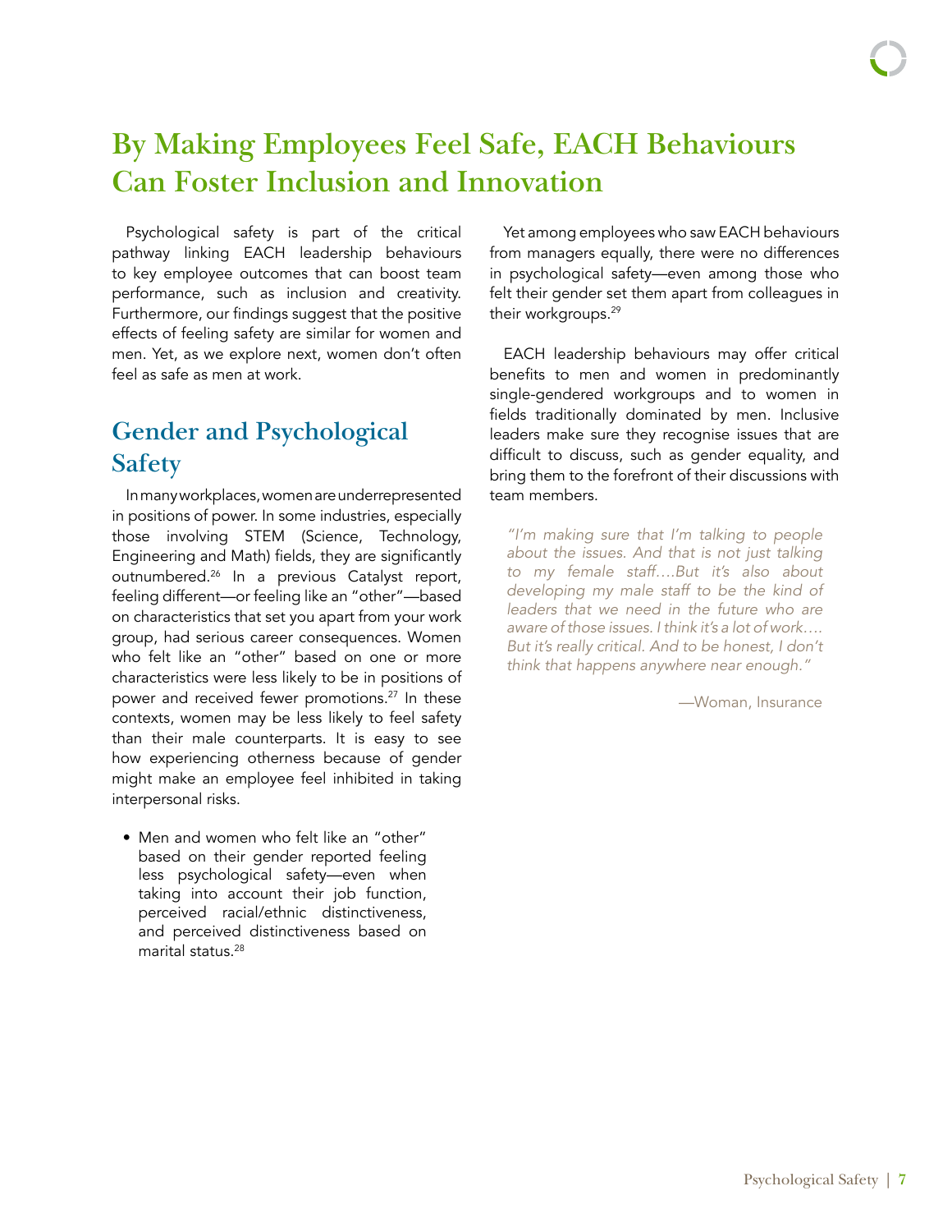# By Making Employees Feel Safe, EACH Behaviours Can Foster Inclusion and Innovation

Psychological safety is part of the critical pathway linking EACH leadership behaviours to key employee outcomes that can boost team performance, such as inclusion and creativity. Furthermore, our findings suggest that the positive effects of feeling safety are similar for women and men. Yet, as we explore next, women don't often feel as safe as men at work.

## Gender and Psychological Safety

In many workplaces, women are underrepresented in positions of power. In some industries, especially those involving STEM (Science, Technology, Engineering and Math) fields, they are significantly outnumbered.[26] In a previous Catalyst report, feeling different—or feeling like an "other"—based on characteristics that set you apart from your work group, had serious career consequences. Women who felt like an "other" based on one or more characteristics were less likely to be in positions of power and received fewer promotions.[27] In these contexts, women may be less likely to feel safety than their male counterparts. It is easy to see how experiencing otherness because of gender might make an employee feel inhibited in taking interpersonal risks.

- Men and women who felt like an "other" based on their gender reported feeling less psychological safety—even when taking into account their job function, perceived racial/ethnic distinctiveness, and perceived distinctiveness based on marital status.[28]

Yet among employees who saw EACH behaviours from managers equally, there were no differences in psychological safety—even among those who felt their gender set them apart from colleagues in their workgroups.[29]

EACH leadership behaviours may offer critical benefits to men and women in predominantly single-gendered workgroups and to women in fields traditionally dominated by men. Inclusive leaders make sure they recognise issues that are difficult to discuss, such as gender equality, and bring them to the forefront of their discussions with team members.

> *"I'm making sure that I'm talking to people about the issues. And that is not just talking to my female staff….But it's also about developing my male staff to be the kind of leaders that we need in the future who are aware of those issues. I think it's a lot of work…. But it's really critical. And to be honest, I don't think that happens anywhere near enough."*
>
> —Woman, Insurance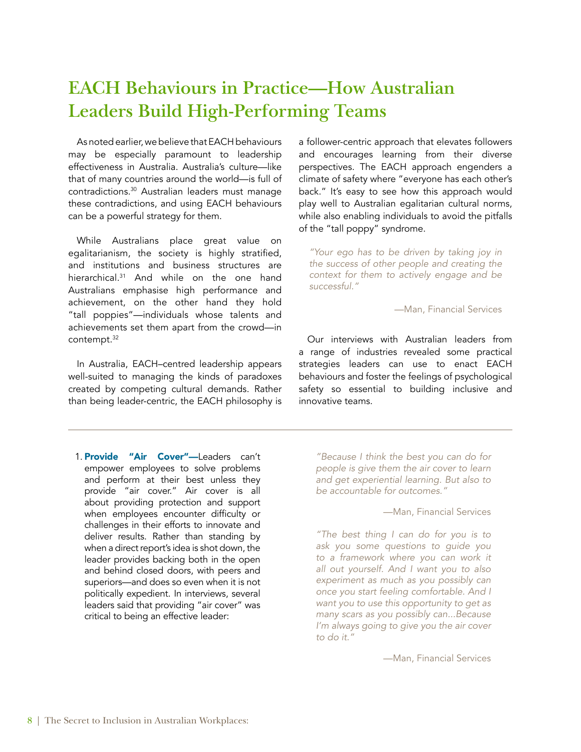## EACH Behaviours in Practice—How Australian Leaders Build High-Performing Teams

As noted earlier, we believe that EACH behaviours may be especially paramount to leadership effectiveness in Australia. Australia's culture—like that of many countries around the world—is full of contradictions.[30] Australian leaders must manage these contradictions, and using EACH behaviours can be a powerful strategy for them.

While Australians place great value on egalitarianism, the society is highly stratified, and institutions and business structures are hierarchical.[31] And while on the one hand Australians emphasise high performance and achievement, on the other hand they hold "tall poppies"—individuals whose talents and achievements set them apart from the crowd—in contempt.[32]

In Australia, EACH–centred leadership appears well-suited to managing the kinds of paradoxes created by competing cultural demands. Rather than being leader-centric, the EACH philosophy is a follower-centric approach that elevates followers and encourages learning from their diverse perspectives. The EACH approach engenders a climate of safety where "everyone has each other's back." It's easy to see how this approach would play well to Australian egalitarian cultural norms, while also enabling individuals to avoid the pitfalls of the "tall poppy" syndrome.

> *"Your ego has to be driven by taking joy in the success of other people and creating the context for them to actively engage and be successful."*
>
> —Man, Financial Services

Our interviews with Australian leaders from a range of industries revealed some practical strategies leaders can use to enact EACH behaviours and foster the feelings of psychological safety so essential to building inclusive and innovative teams.

---

1. **Provide "Air Cover"—**Leaders can't empower employees to solve problems and perform at their best unless they provide "air cover." Air cover is all about providing protection and support when employees encounter difficulty or challenges in their efforts to innovate and deliver results. Rather than standing by when a direct report's idea is shot down, the leader provides backing both in the open and behind closed doors, with peers and superiors—and does so even when it is not politically expedient. In interviews, several leaders said that providing "air cover" was critical to being an effective leader:

> *"Because I think the best you can do for people is give them the air cover to learn and get experiential learning. But also to be accountable for outcomes."*
>
> —Man, Financial Services

> *"The best thing I can do for you is to ask you some questions to guide you to a framework where you can work it all out yourself. And I want you to also experiment as much as you possibly can once you start feeling comfortable. And I want you to use this opportunity to get as many scars as you possibly can...Because I'm always going to give you the air cover to do it."*
>
> —Man, Financial Services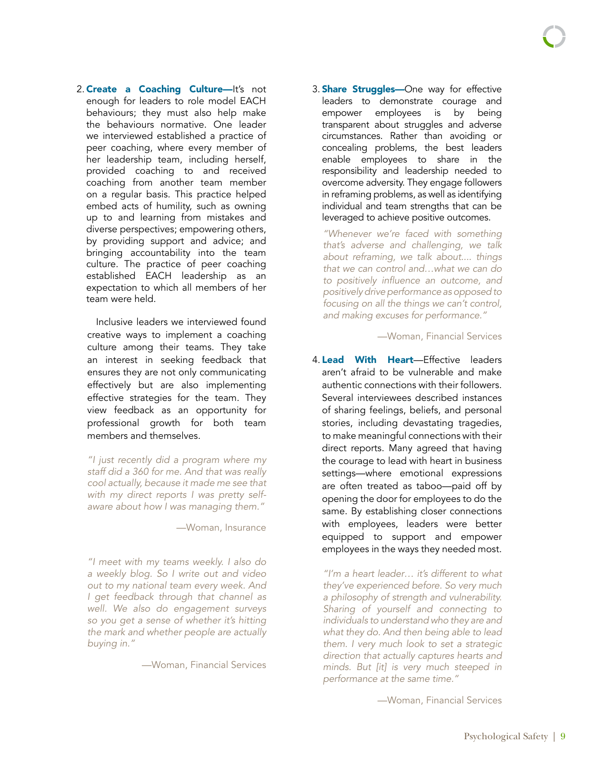2. **Create a Coaching Culture—**It's not enough for leaders to role model EACH behaviours; they must also help make the behaviours normative. One leader we interviewed established a practice of peer coaching, where every member of her leadership team, including herself, provided coaching to and received coaching from another team member on a regular basis. This practice helped embed acts of humility, such as owning up to and learning from mistakes and diverse perspectives; empowering others, by providing support and advice; and bringing accountability into the team culture. The practice of peer coaching established EACH leadership as an expectation to which all members of her team were held.

   Inclusive leaders we interviewed found creative ways to implement a coaching culture among their teams. They take an interest in seeking feedback that ensures they are not only communicating effectively but are also implementing effective strategies for the team. They view feedback as an opportunity for professional growth for both team members and themselves.

   *"I just recently did a program where my staff did a 360 for me. And that was really cool actually, because it made me see that with my direct reports I was pretty self-aware about how I was managing them."*

   —Woman, Insurance

   *"I meet with my teams weekly. I also do a weekly blog. So I write out and video out to my national team every week. And I get feedback through that channel as well. We also do engagement surveys so you get a sense of whether it's hitting the mark and whether people are actually buying in."*

   —Woman, Financial Services

3. **Share Struggles—**One way for effective leaders to demonstrate courage and empower employees is by being transparent about struggles and adverse circumstances. Rather than avoiding or concealing problems, the best leaders enable employees to share in the responsibility and leadership needed to overcome adversity. They engage followers in reframing problems, as well as identifying individual and team strengths that can be leveraged to achieve positive outcomes.

   *"Whenever we're faced with something that's adverse and challenging, we talk about reframing, we talk about.... things that we can control and…what we can do to positively influence an outcome, and positively drive performance as opposed to focusing on all the things we can't control, and making excuses for performance."*

   —Woman, Financial Services

4. **Lead With Heart**—Effective leaders aren't afraid to be vulnerable and make authentic connections with their followers. Several interviewees described instances of sharing feelings, beliefs, and personal stories, including devastating tragedies, to make meaningful connections with their direct reports. Many agreed that having the courage to lead with heart in business settings—where emotional expressions are often treated as taboo—paid off by opening the door for employees to do the same. By establishing closer connections with employees, leaders were better equipped to support and empower employees in the ways they needed most.

   *"I'm a heart leader… it's different to what they've experienced before. So very much a philosophy of strength and vulnerability. Sharing of yourself and connecting to individuals to understand who they are and what they do. And then being able to lead them. I very much look to set a strategic direction that actually captures hearts and minds. But [it] is very much steeped in performance at the same time."*

   —Woman, Financial Services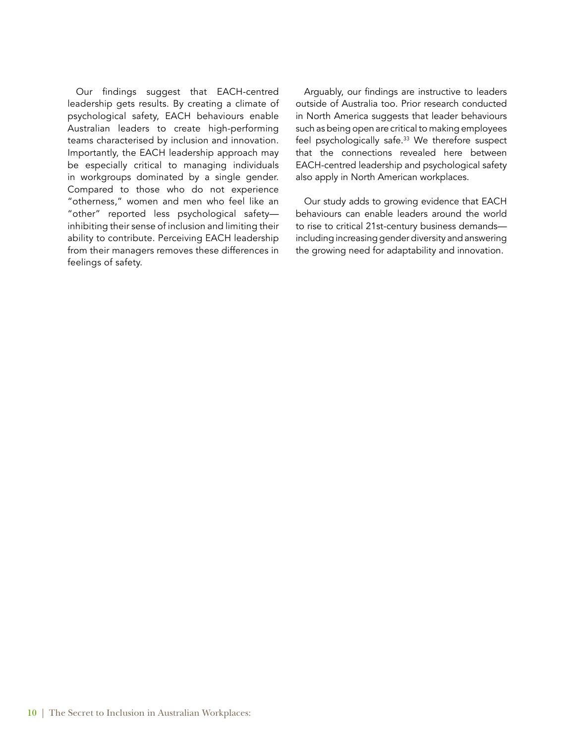Our findings suggest that EACH-centred leadership gets results. By creating a climate of psychological safety, EACH behaviours enable Australian leaders to create high-performing teams characterised by inclusion and innovation. Importantly, the EACH leadership approach may be especially critical to managing individuals in workgroups dominated by a single gender. Compared to those who do not experience "otherness," women and men who feel like an "other" reported less psychological safety—inhibiting their sense of inclusion and limiting their ability to contribute. Perceiving EACH leadership from their managers removes these differences in feelings of safety.

Arguably, our findings are instructive to leaders outside of Australia too. Prior research conducted in North America suggests that leader behaviours such as being open are critical to making employees feel psychologically safe.[33] We therefore suspect that the connections revealed here between EACH-centred leadership and psychological safety also apply in North American workplaces.

Our study adds to growing evidence that EACH behaviours can enable leaders around the world to rise to critical 21st-century business demands—including increasing gender diversity and answering the growing need for adaptability and innovation.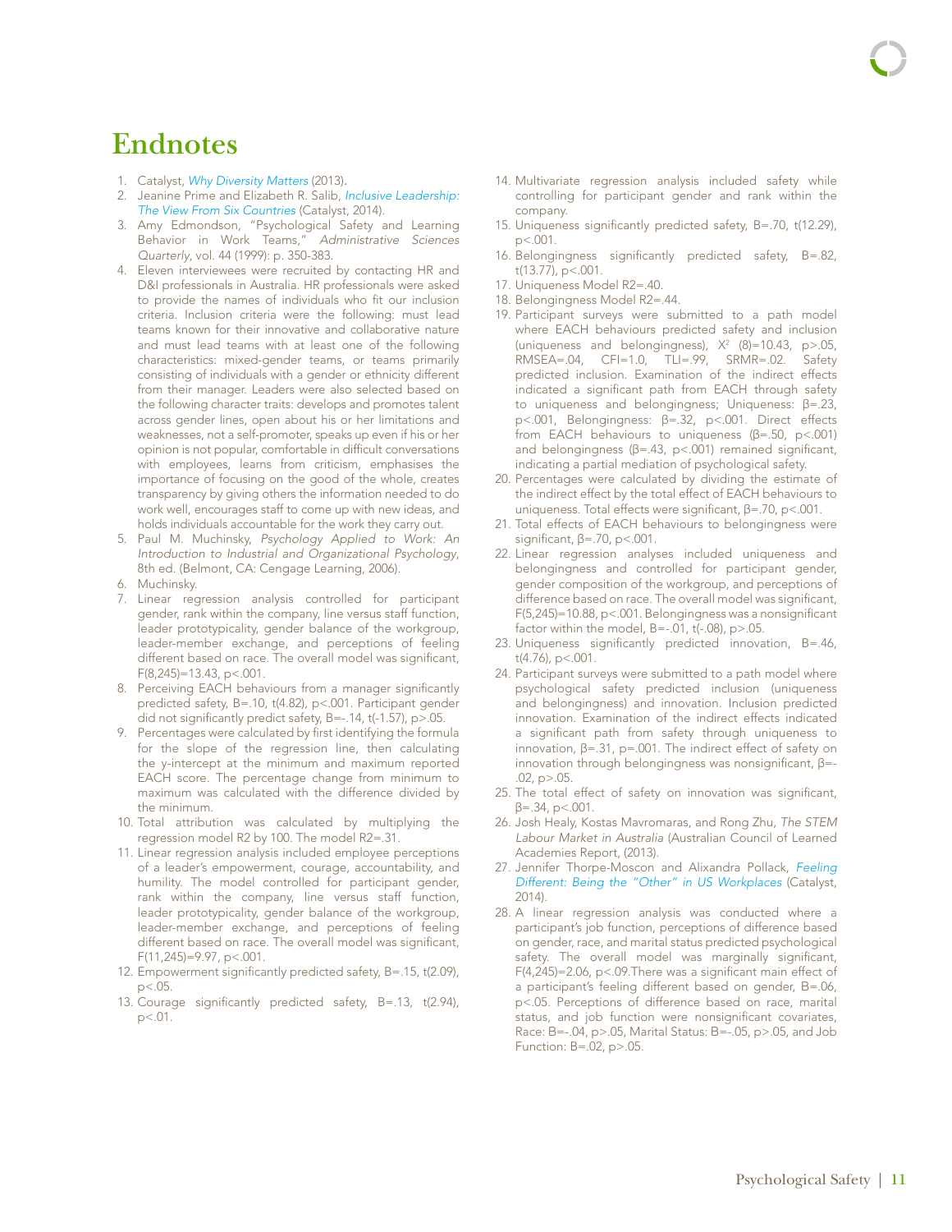# Endnotes

1. Catalyst, *Why Diversity Matters* (2013).
2. Jeanine Prime and Elizabeth R. Salib, *Inclusive Leadership: The View From Six Countries* (Catalyst, 2014).
3. Amy Edmondson, "Psychological Safety and Learning Behavior in Work Teams," *Administrative Sciences Quarterly*, vol. 44 (1999): p. 350-383.
4. Eleven interviewees were recruited by contacting HR and D&I professionals in Australia. HR professionals were asked to provide the names of individuals who fit our inclusion criteria. Inclusion criteria were the following: must lead teams known for their innovative and collaborative nature and must lead teams with at least one of the following characteristics: mixed-gender teams, or teams primarily consisting of individuals with a gender or ethnicity different from their manager. Leaders were also selected based on the following character traits: develops and promotes talent across gender lines, open about his or her limitations and weaknesses, not a self-promoter, speaks up even if his or her opinion is not popular, comfortable in difficult conversations with employees, learns from criticism, emphasises the importance of focusing on the good of the whole, creates transparency by giving others the information needed to do work well, encourages staff to come up with new ideas, and holds individuals accountable for the work they carry out.
5. Paul M. Muchinsky, *Psychology Applied to Work: An Introduction to Industrial and Organizational Psychology*, 8th ed. (Belmont, CA: Cengage Learning, 2006).
6. Muchinsky.
7. Linear regression analysis controlled for participant gender, rank within the company, line versus staff function, leader prototypicality, gender balance of the workgroup, leader-member exchange, and perceptions of feeling different based on race. The overall model was significant, $F(8,245)=13.43$, $p<.001$.
8. Perceiving EACH behaviours from a manager significantly predicted safety, $B=.10$, $t(4.82)$, $p<.001$. Participant gender did not significantly predict safety, $B=-.14$, $t(-1.57)$, $p>.05$.
9. Percentages were calculated by first identifying the formula for the slope of the regression line, then calculating the y-intercept at the minimum and maximum reported EACH score. The percentage change from minimum to maximum was calculated with the difference divided by the minimum.
10. Total attribution was calculated by multiplying the regression model R2 by 100. The model $R^2=.31$.
11. Linear regression analysis included employee perceptions of a leader's empowerment, courage, accountability, and humility. The model controlled for participant gender, rank within the company, line versus staff function, leader prototypicality, gender balance of the workgroup, leader-member exchange, and perceptions of feeling different based on race. The overall model was significant, $F(11,245)=9.97$, $p<.001$.
12. Empowerment significantly predicted safety, $B=.15$, $t(2.09)$, $p<.05$.
13. Courage significantly predicted safety, $B=.13$, $t(2.94)$, $p<.01$.
14. Multivariate regression analysis included safety while controlling for participant gender and rank within the company.
15. Uniqueness significantly predicted safety, $B=.70$, $t(12.29)$, $p<.001$.
16. Belongingness significantly predicted safety, $B=.82$, $t(13.77)$, $p<.001$.
17. Uniqueness Model $R2=.40$.
18. Belongingness Model $R2=.44$.
19. Participant surveys were submitted to a path model where EACH behaviours predicted safety and inclusion (uniqueness and belongingness), $X^2$ $(8)=10.43$, $p>.05$, $RMSEA=.04$, $CFI=1.0$, $TLI=.99$, $SRMR=.02$. Safety predicted inclusion. Examination of the indirect effects indicated a significant path from EACH through safety to uniqueness and belongingness; Uniqueness: $\beta=.23$, $p<.001$, Belongingness: $\beta=.32$, $p<.001$. Direct effects from EACH behaviours to uniqueness ($\beta=.50$, $p<.001$) and belongingness ($\beta=.43$, $p<.001$) remained significant, indicating a partial mediation of psychological safety.
20. Percentages were calculated by dividing the estimate of the indirect effect by the total effect of EACH behaviours to uniqueness. Total effects were significant, $\beta=.70$, $p<.001$.
21. Total effects of EACH behaviours to belongingness were significant, $\beta=.70$, $p<.001$.
22. Linear regression analyses included uniqueness and belongingness and controlled for participant gender, gender composition of the workgroup, and perceptions of difference based on race. The overall model was significant, $F(5,245)=10.88$, $p<.001$. Belongingness was a nonsignificant factor within the model, $B=-.01$, $t(-.08)$, $p>.05$.
23. Uniqueness significantly predicted innovation, $B=.46$, $t(4.76)$, $p<.001$.
24. Participant surveys were submitted to a path model where psychological safety predicted inclusion (uniqueness and belongingness) and innovation. Inclusion predicted innovation. Examination of the indirect effects indicated a significant path from safety through uniqueness to innovation, $\beta=.31$, $p=.001$. The indirect effect of safety on innovation through belongingness was nonsignificant, $\beta=-.02$, $p>.05$.
25. The total effect of safety on innovation was significant, $\beta=.34$, $p<.001$.
26. Josh Healy, Kostas Mavromaras, and Rong Zhu, *The STEM Labour Market in Australia* (Australian Council of Learned Academies Report, (2013).
27. Jennifer Thorpe-Moscon and Alixandra Pollack, *Feeling Different: Being the "Other" in US Workplaces* (Catalyst, 2014).
28. A linear regression analysis was conducted where a participant's job function, perceptions of difference based on gender, race, and marital status predicted psychological safety. The overall model was marginally significant, $F(4,245)=2.06$, $p<.09$.There was a significant main effect of a participant's feeling different based on gender, $B=.06$, $p<.05$. Perceptions of difference based on race, marital status, and job function were nonsignificant covariates, Race: $B=-.04$, $p>.05$, Marital Status: $B=-.05$, $p>.05$, and Job Function: $B=.02$, $p>.05$.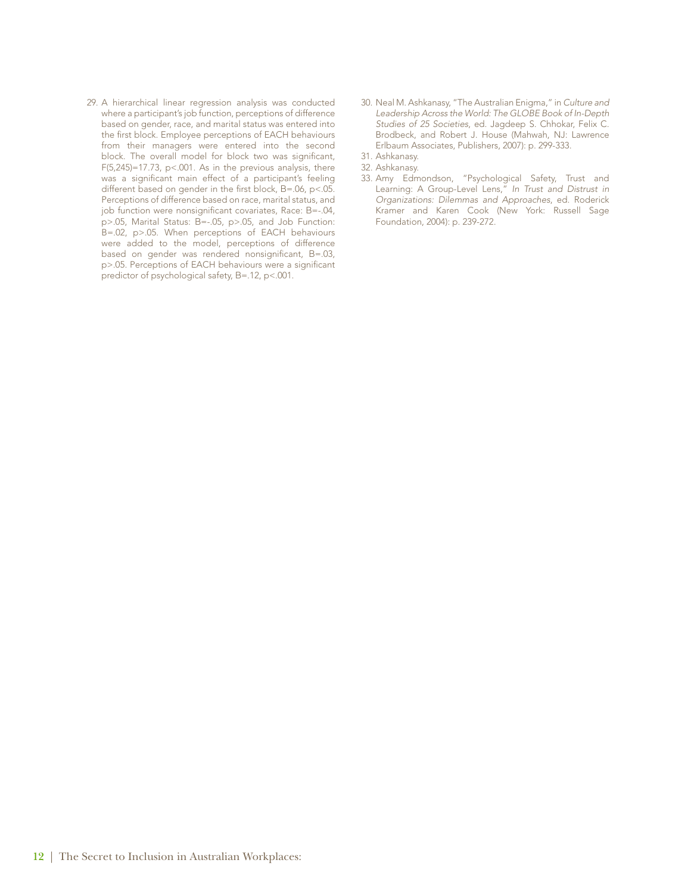29. A hierarchical linear regression analysis was conducted where a participant's job function, perceptions of difference based on gender, race, and marital status was entered into the first block. Employee perceptions of EACH behaviours from their managers were entered into the second block. The overall model for block two was significant, $F(5,245)=17.73$, $p<.001$. As in the previous analysis, there was a significant main effect of a participant's feeling different based on gender in the first block, $B=.06$, $p<.05$. Perceptions of difference based on race, marital status, and job function were nonsignificant covariates, Race: $B=-.04$, $p>.05$, Marital Status: $B=-.05$, $p>.05$, and Job Function: $B=.02$, $p>.05$. When perceptions of EACH behaviours were added to the model, perceptions of difference based on gender was rendered nonsignificant, $B=.03$, $p>.05$. Perceptions of EACH behaviours were a significant predictor of psychological safety, $B=.12$, $p<.001$.
30. Neal M. Ashkanasy, "The Australian Enigma," in *Culture and Leadership Across the World: The GLOBE Book of In-Depth Studies of 25 Societies*, ed. Jagdeep S. Chhokar, Felix C. Brodbeck, and Robert J. House (Mahwah, NJ: Lawrence Erlbaum Associates, Publishers, 2007): p. 299-333.
31. Ashkanasy.
32. Ashkanasy.
33. Amy Edmondson, "Psychological Safety, Trust and Learning: A Group-Level Lens," *In Trust and Distrust in Organizations: Dilemmas and Approaches*, ed. Roderick Kramer and Karen Cook (New York: Russell Sage Foundation, 2004): p. 239-272.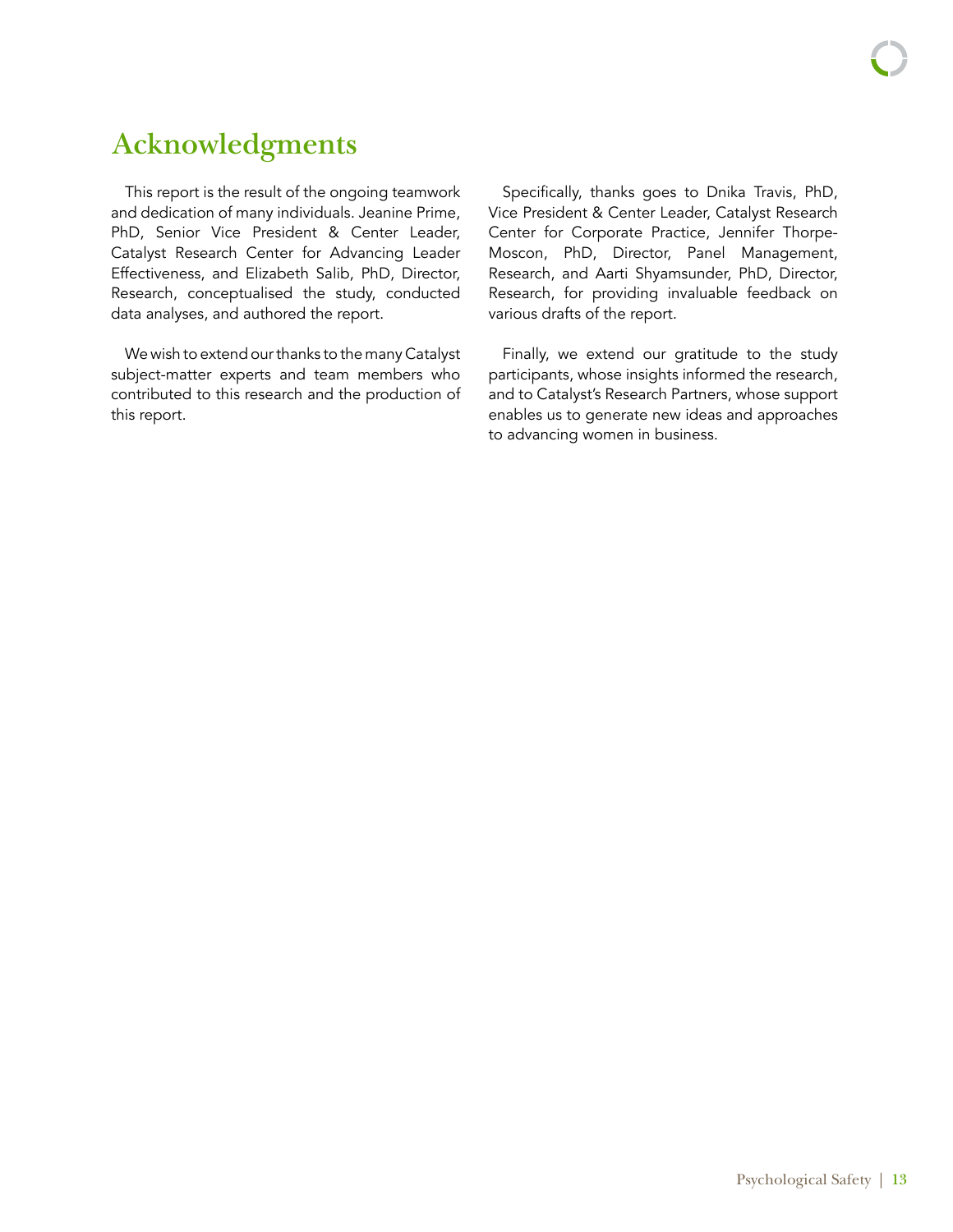# Acknowledgments

This report is the result of the ongoing teamwork and dedication of many individuals. Jeanine Prime, PhD, Senior Vice President & Center Leader, Catalyst Research Center for Advancing Leader Effectiveness, and Elizabeth Salib, PhD, Director, Research, conceptualised the study, conducted data analyses, and authored the report.

We wish to extend our thanks to the many Catalyst subject-matter experts and team members who contributed to this research and the production of this report.

Specifically, thanks goes to Dnika Travis, PhD, Vice President & Center Leader, Catalyst Research Center for Corporate Practice, Jennifer Thorpe-Moscon, PhD, Director, Panel Management, Research, and Aarti Shyamsunder, PhD, Director, Research, for providing invaluable feedback on various drafts of the report.

Finally, we extend our gratitude to the study participants, whose insights informed the research, and to Catalyst's Research Partners, whose support enables us to generate new ideas and approaches to advancing women in business.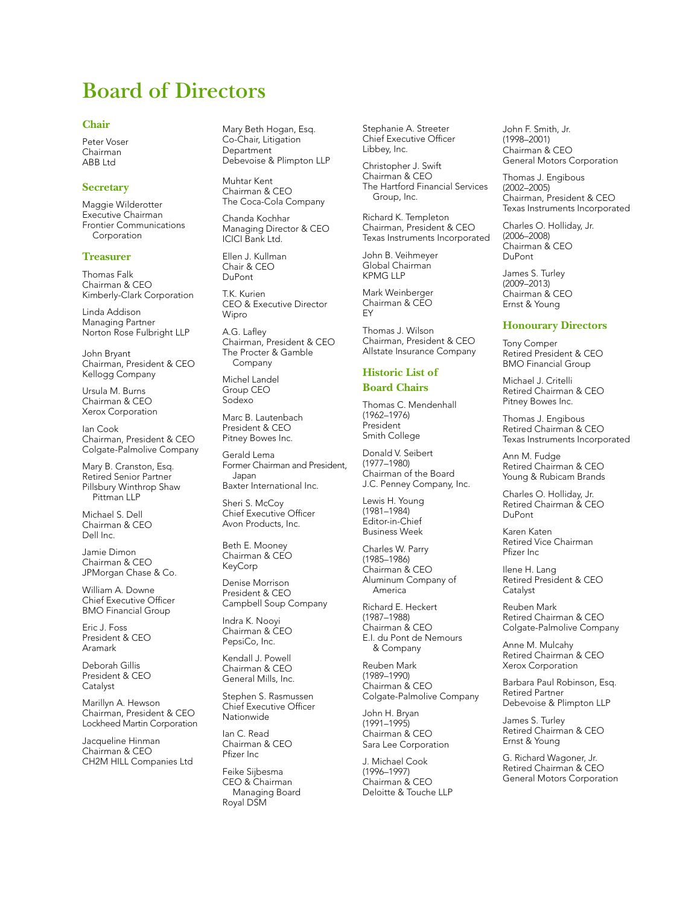# Board of Directors

## Chair

Peter Voser
Chairman
ABB Ltd

## Secretary

Maggie Wilderotter
Executive Chairman
Frontier Communications Corporation

## Treasurer

Thomas Falk
Chairman & CEO
Kimberly-Clark Corporation

Linda Addison
Managing Partner
Norton Rose Fulbright LLP

John Bryant
Chairman, President & CEO
Kellogg Company

Ursula M. Burns
Chairman & CEO
Xerox Corporation

Ian Cook
Chairman, President & CEO
Colgate-Palmolive Company

Mary B. Cranston, Esq.
Retired Senior Partner
Pillsbury Winthrop Shaw Pittman LLP

Michael S. Dell
Chairman & CEO
Dell Inc.

Jamie Dimon
Chairman & CEO
JPMorgan Chase & Co.

William A. Downe
Chief Executive Officer
BMO Financial Group

Eric J. Foss
President & CEO
Aramark

Deborah Gillis
President & CEO
Catalyst

Marillyn A. Hewson
Chairman, President & CEO
Lockheed Martin Corporation

Jacqueline Hinman
Chairman & CEO
CH2M HILL Companies Ltd

Mary Beth Hogan, Esq.
Co-Chair, Litigation Department
Debevoise & Plimpton LLP

Muhtar Kent
Chairman & CEO
The Coca-Cola Company

Chanda Kochhar
Managing Director & CEO
ICICI Bank Ltd.

Ellen J. Kullman
Chair & CEO
DuPont

T.K. Kurien
CEO & Executive Director
Wipro

A.G. Lafley
Chairman, President & CEO
The Procter & Gamble Company

Michel Landel
Group CEO
Sodexo

Marc B. Lautenbach
President & CEO
Pitney Bowes Inc.

Gerald Lema
Former Chairman and President, Japan
Baxter International Inc.

Sheri S. McCoy
Chief Executive Officer
Avon Products, Inc.

Beth E. Mooney
Chairman & CEO
KeyCorp

Denise Morrison
President & CEO
Campbell Soup Company

Indra K. Nooyi
Chairman & CEO
PepsiCo, Inc.

Kendall J. Powell
Chairman & CEO
General Mills, Inc.

Stephen S. Rasmussen
Chief Executive Officer
Nationwide

Ian C. Read
Chairman & CEO
Pfizer Inc

Feike Sijbesma
CEO & Chairman Managing Board
Royal DSM

Stephanie A. Streeter
Chief Executive Officer
Libbey, Inc.

Christopher J. Swift
Chairman & CEO
The Hartford Financial Services Group, Inc.

Richard K. Templeton
Chairman, President & CEO
Texas Instruments Incorporated

John B. Veihmeyer
Global Chairman
KPMG LLP

Mark Weinberger
Chairman & CEO
EY

Thomas J. Wilson
Chairman, President & CEO
Allstate Insurance Company

## Historic List of Board Chairs

Thomas C. Mendenhall
(1962–1976)
President
Smith College

Donald V. Seibert
(1977–1980)
Chairman of the Board
J.C. Penney Company, Inc.

Lewis H. Young
(1981–1984)
Editor-in-Chief
Business Week

Charles W. Parry
(1985–1986)
Chairman & CEO
Aluminum Company of America

Richard E. Heckert
(1987–1988)
Chairman & CEO
E.I. du Pont de Nemours & Company

Reuben Mark
(1989–1990)
Chairman & CEO
Colgate-Palmolive Company

John H. Bryan
(1991–1995)
Chairman & CEO
Sara Lee Corporation

J. Michael Cook
(1996–1997)
Chairman & CEO
Deloitte & Touche LLP

John F. Smith, Jr.
(1998–2001)
Chairman & CEO
General Motors Corporation

Thomas J. Engibous
(2002–2005)
Chairman, President & CEO
Texas Instruments Incorporated

Charles O. Holliday, Jr.
(2006–2008)
Chairman & CEO
DuPont

James S. Turley
(2009–2013)
Chairman & CEO
Ernst & Young

## Honourary Directors

Tony Comper
Retired President & CEO
BMO Financial Group

Michael J. Critelli
Retired Chairman & CEO
Pitney Bowes Inc.

Thomas J. Engibous
Retired Chairman & CEO
Texas Instruments Incorporated

Ann M. Fudge
Retired Chairman & CEO
Young & Rubicam Brands

Charles O. Holliday, Jr.
Retired Chairman & CEO
DuPont

Karen Katen
Retired Vice Chairman
Pfizer Inc

Ilene H. Lang
Retired President & CEO
Catalyst

Reuben Mark
Retired Chairman & CEO
Colgate-Palmolive Company

Anne M. Mulcahy
Retired Chairman & CEO
Xerox Corporation

Barbara Paul Robinson, Esq.
Retired Partner
Debevoise & Plimpton LLP

James S. Turley
Retired Chairman & CEO
Ernst & Young

G. Richard Wagoner, Jr.
Retired Chairman & CEO
General Motors Corporation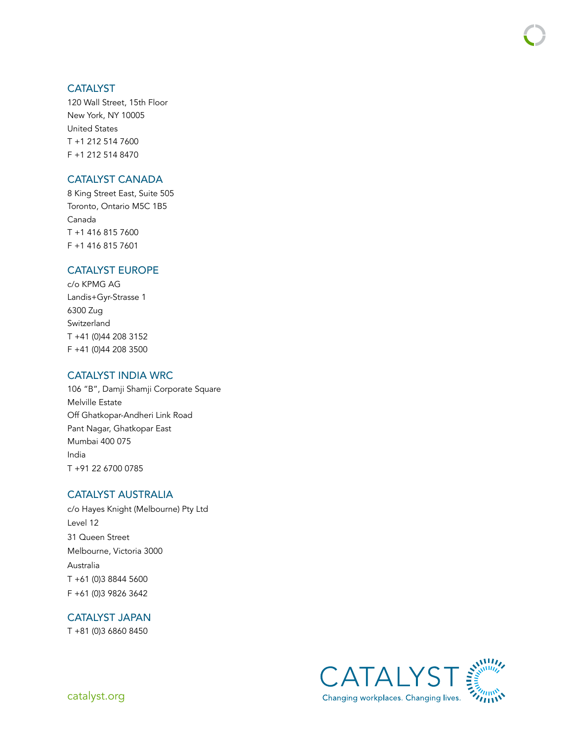## CATALYST

120 Wall Street, 15th Floor
New York, NY 10005
United States
T +1 212 514 7600
F +1 212 514 8470

## CATALYST CANADA

8 King Street East, Suite 505
Toronto, Ontario M5C 1B5
Canada
T +1 416 815 7600
F +1 416 815 7601

## CATALYST EUROPE

c/o KPMG AG
Landis+Gyr-Strasse 1
6300 Zug
Switzerland
T +41 (0)44 208 3152
F +41 (0)44 208 3500

## CATALYST INDIA WRC

106 "B", Damji Shamji Corporate Square
Melville Estate
Off Ghatkopar-Andheri Link Road
Pant Nagar, Ghatkopar East
Mumbai 400 075
India
T +91 22 6700 0785

## CATALYST AUSTRALIA

c/o Hayes Knight (Melbourne) Pty Ltd
Level 12
31 Queen Street
Melbourne, Victoria 3000
Australia
T +61 (0)3 8844 5600
F +61 (0)3 9826 3642

## CATALYST JAPAN

T +81 (0)3 6860 8450

catalyst.org

CATALYST
Changing workplaces. Changing lives.